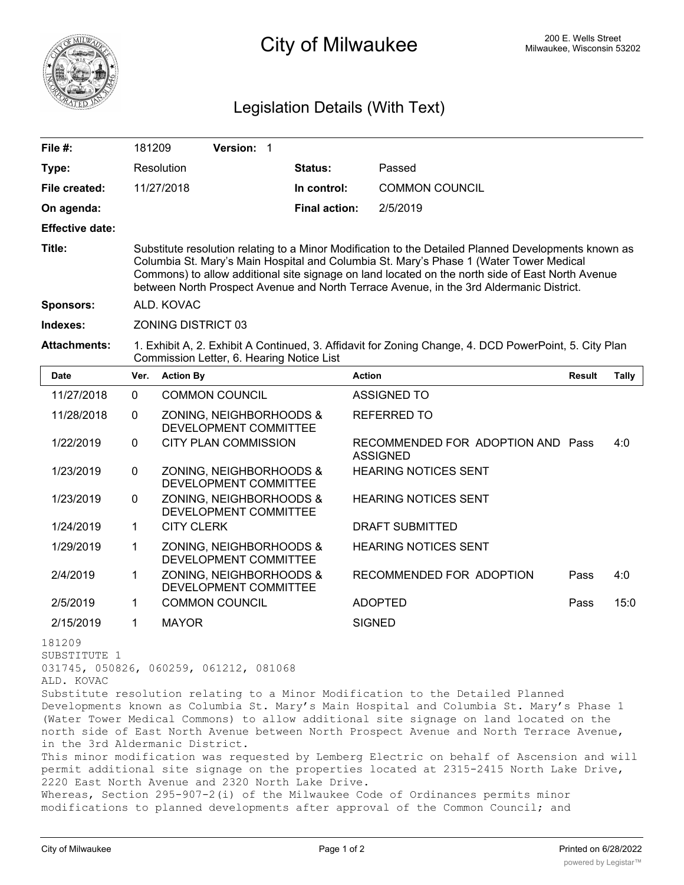# City of Milwaukee

200 E. Wells Street
Milwaukee, Wisconsin 53202

## Legislation Details (With Text)

| | | | | |
|---|---|---|---|---|
| **File #:** | 181209 | **Version:** 1 | | |
| **Type:** | Resolution | | **Status:** | Passed |
| **File created:** | 11/27/2018 | | **In control:** | COMMON COUNCIL |
| **On agenda:** | | | **Final action:** | 2/5/2019 |
| **Effective date:** | | | | |

**Title:** Substitute resolution relating to a Minor Modification to the Detailed Planned Developments known as Columbia St. Mary's Main Hospital and Columbia St. Mary's Phase 1 (Water Tower Medical Commons) to allow additional site signage on land located on the north side of East North Avenue between North Prospect Avenue and North Terrace Avenue, in the 3rd Aldermanic District.

**Sponsors:** ALD. KOVAC

**Indexes:** ZONING DISTRICT 03

**Attachments:** 1. Exhibit A, 2. Exhibit A Continued, 3. Affidavit for Zoning Change, 4. DCD PowerPoint, 5. City Plan Commission Letter, 6. Hearing Notice List

| Date | Ver. | Action By | Action | Result | Tally |
|---|---|---|---|---|---|
| 11/27/2018 | 0 | COMMON COUNCIL | ASSIGNED TO | | |
| 11/28/2018 | 0 | ZONING, NEIGHBORHOODS & DEVELOPMENT COMMITTEE | REFERRED TO | | |
| 1/22/2019 | 0 | CITY PLAN COMMISSION | RECOMMENDED FOR ADOPTION AND ASSIGNED | Pass | 4:0 |
| 1/23/2019 | 0 | ZONING, NEIGHBORHOODS & DEVELOPMENT COMMITTEE | HEARING NOTICES SENT | | |
| 1/23/2019 | 0 | ZONING, NEIGHBORHOODS & DEVELOPMENT COMMITTEE | HEARING NOTICES SENT | | |
| 1/24/2019 | 1 | CITY CLERK | DRAFT SUBMITTED | | |
| 1/29/2019 | 1 | ZONING, NEIGHBORHOODS & DEVELOPMENT COMMITTEE | HEARING NOTICES SENT | | |
| 2/4/2019 | 1 | ZONING, NEIGHBORHOODS & DEVELOPMENT COMMITTEE | RECOMMENDED FOR ADOPTION | Pass | 4:0 |
| 2/5/2019 | 1 | COMMON COUNCIL | ADOPTED | Pass | 15:0 |
| 2/15/2019 | 1 | MAYOR | SIGNED | | |

181209
SUBSTITUTE 1
031745, 050826, 060259, 061212, 081068
ALD. KOVAC

Substitute resolution relating to a Minor Modification to the Detailed Planned Developments known as Columbia St. Mary's Main Hospital and Columbia St. Mary's Phase 1 (Water Tower Medical Commons) to allow additional site signage on land located on the north side of East North Avenue between North Prospect Avenue and North Terrace Avenue, in the 3rd Aldermanic District.

This minor modification was requested by Lemberg Electric on behalf of Ascension and will permit additional site signage on the properties located at 2315-2415 North Lake Drive, 2220 East North Avenue and 2320 North Lake Drive.

Whereas, Section 295-907-2(i) of the Milwaukee Code of Ordinances permits minor modifications to planned developments after approval of the Common Council; and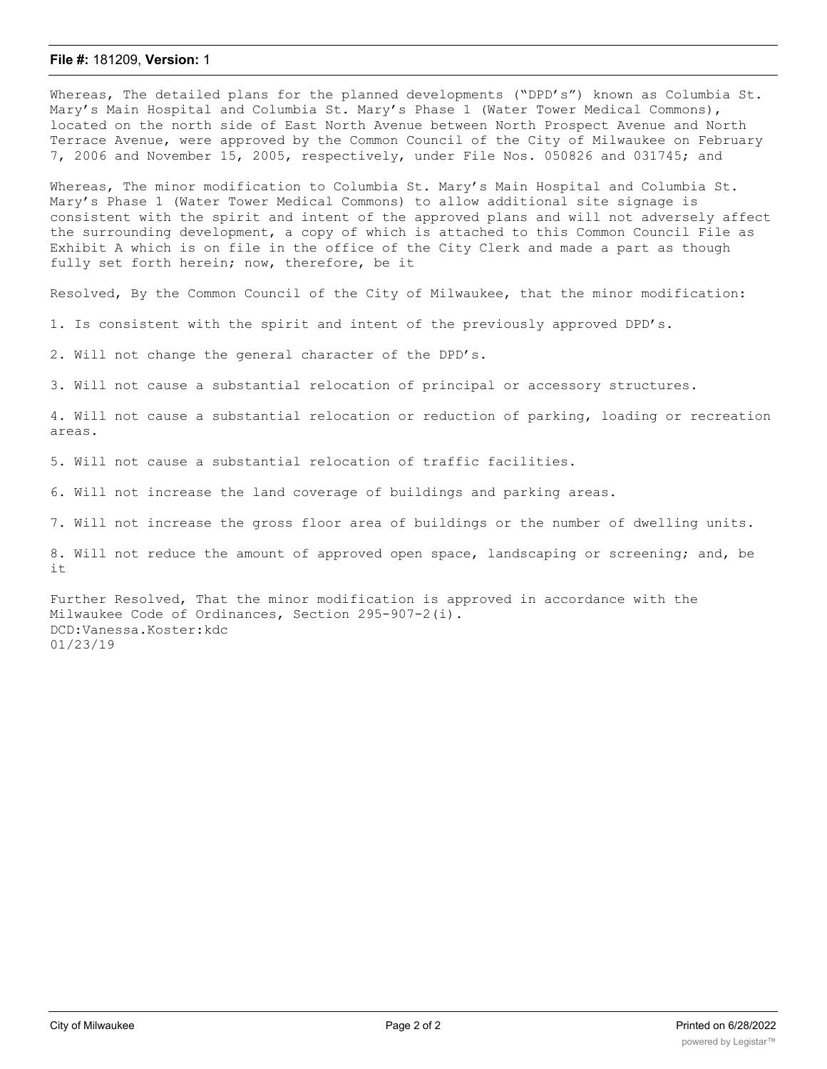Whereas, The detailed plans for the planned developments ("DPD's") known as Columbia St. Mary's Main Hospital and Columbia St. Mary's Phase 1 (Water Tower Medical Commons), located on the north side of East North Avenue between North Prospect Avenue and North Terrace Avenue, were approved by the Common Council of the City of Milwaukee on February 7, 2006 and November 15, 2005, respectively, under File Nos. 050826 and 031745; and

Whereas, The minor modification to Columbia St. Mary's Main Hospital and Columbia St. Mary's Phase 1 (Water Tower Medical Commons) to allow additional site signage is consistent with the spirit and intent of the approved plans and will not adversely affect the surrounding development, a copy of which is attached to this Common Council File as Exhibit A which is on file in the office of the City Clerk and made a part as though fully set forth herein; now, therefore, be it

Resolved, By the Common Council of the City of Milwaukee, that the minor modification:

1. Is consistent with the spirit and intent of the previously approved DPD's.

2. Will not change the general character of the DPD's.

3. Will not cause a substantial relocation of principal or accessory structures.

4. Will not cause a substantial relocation or reduction of parking, loading or recreation areas.

5. Will not cause a substantial relocation of traffic facilities.

6. Will not increase the land coverage of buildings and parking areas.

7. Will not increase the gross floor area of buildings or the number of dwelling units.

8. Will not reduce the amount of approved open space, landscaping or screening; and, be it

Further Resolved, That the minor modification is approved in accordance with the Milwaukee Code of Ordinances, Section 295-907-2(i).
DCD:Vanessa.Koster:kdc
01/23/19